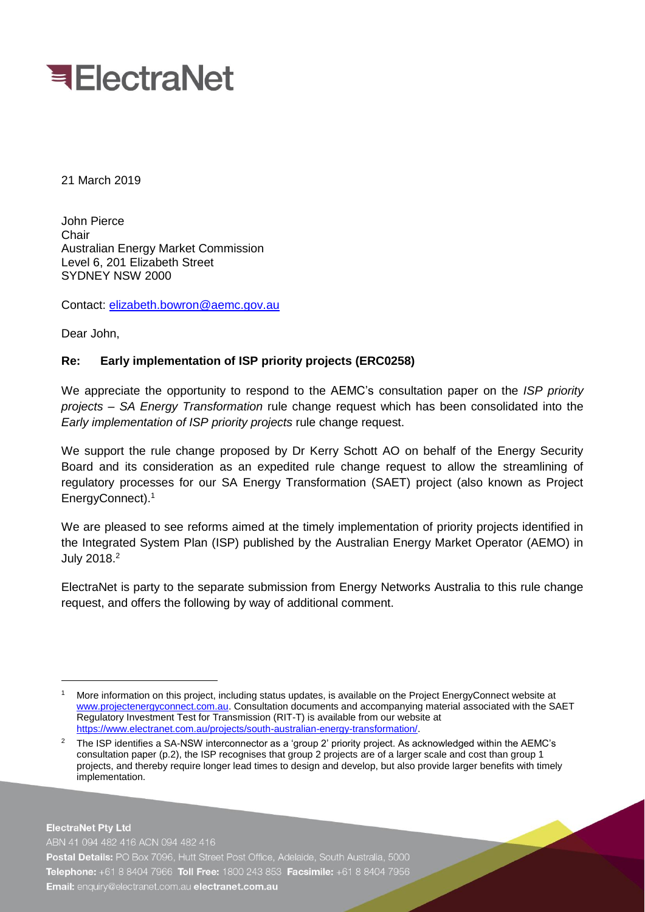# ElectraNet

21 March 2019

John Pierce
Chair
Australian Energy Market Commission
Level 6, 201 Elizabeth Street
SYDNEY NSW 2000

Contact: elizabeth.bowron@aemc.gov.au

Dear John,

**Re: Early implementation of ISP priority projects (ERC0258)**

We appreciate the opportunity to respond to the AEMC's consultation paper on the *ISP priority projects – SA Energy Transformation* rule change request which has been consolidated into the *Early implementation of ISP priority projects* rule change request.

We support the rule change proposed by Dr Kerry Schott AO on behalf of the Energy Security Board and its consideration as an expedited rule change request to allow the streamlining of regulatory processes for our SA Energy Transformation (SAET) project (also known as Project EnergyConnect).[1]

We are pleased to see reforms aimed at the timely implementation of priority projects identified in the Integrated System Plan (ISP) published by the Australian Energy Market Operator (AEMO) in July 2018.[2]

ElectraNet is party to the separate submission from Energy Networks Australia to this rule change request, and offers the following by way of additional comment.

---

[1] More information on this project, including status updates, is available on the Project EnergyConnect website at www.projectenergyconnect.com.au. Consultation documents and accompanying material associated with the SAET Regulatory Investment Test for Transmission (RIT-T) is available from our website at https://www.electranet.com.au/projects/south-australian-energy-transformation/.

[2] The ISP identifies a SA-NSW interconnector as a 'group 2' priority project. As acknowledged within the AEMC's consultation paper (p.2), the ISP recognises that group 2 projects are of a larger scale and cost than group 1 projects, and thereby require longer lead times to design and develop, but also provide larger benefits with timely implementation.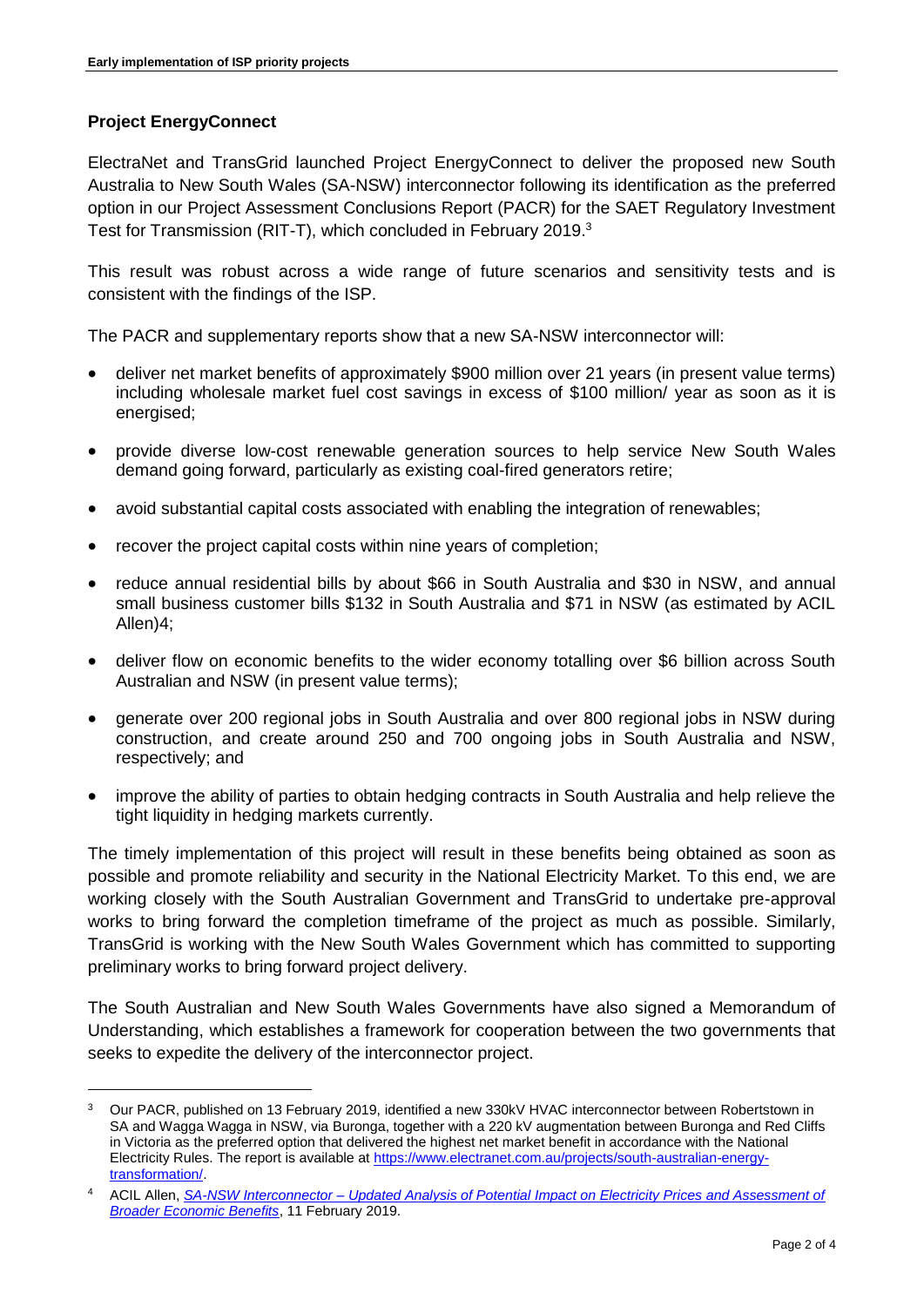## Project EnergyConnect

ElectraNet and TransGrid launched Project EnergyConnect to deliver the proposed new South Australia to New South Wales (SA-NSW) interconnector following its identification as the preferred option in our Project Assessment Conclusions Report (PACR) for the SAET Regulatory Investment Test for Transmission (RIT-T), which concluded in February 2019.[3]

This result was robust across a wide range of future scenarios and sensitivity tests and is consistent with the findings of the ISP.

The PACR and supplementary reports show that a new SA-NSW interconnector will:

- deliver net market benefits of approximately $900 million over 21 years (in present value terms) including wholesale market fuel cost savings in excess of $100 million/ year as soon as it is energised;
- provide diverse low-cost renewable generation sources to help service New South Wales demand going forward, particularly as existing coal-fired generators retire;
- avoid substantial capital costs associated with enabling the integration of renewables;
- recover the project capital costs within nine years of completion;
- reduce annual residential bills by about $66 in South Australia and $30 in NSW, and annual small business customer bills $132 in South Australia and $71 in NSW (as estimated by ACIL Allen)4;
- deliver flow on economic benefits to the wider economy totalling over $6 billion across South Australian and NSW (in present value terms);
- generate over 200 regional jobs in South Australia and over 800 regional jobs in NSW during construction, and create around 250 and 700 ongoing jobs in South Australia and NSW, respectively; and
- improve the ability of parties to obtain hedging contracts in South Australia and help relieve the tight liquidity in hedging markets currently.

The timely implementation of this project will result in these benefits being obtained as soon as possible and promote reliability and security in the National Electricity Market. To this end, we are working closely with the South Australian Government and TransGrid to undertake pre-approval works to bring forward the completion timeframe of the project as much as possible. Similarly, TransGrid is working with the New South Wales Government which has committed to supporting preliminary works to bring forward project delivery.

The South Australian and New South Wales Governments have also signed a Memorandum of Understanding, which establishes a framework for cooperation between the two governments that seeks to expedite the delivery of the interconnector project.

---

[3] Our PACR, published on 13 February 2019, identified a new 330kV HVAC interconnector between Robertstown in SA and Wagga Wagga in NSW, via Buronga, together with a 220 kV augmentation between Buronga and Red Cliffs in Victoria as the preferred option that delivered the highest net market benefit in accordance with the National Electricity Rules. The report is available at [https://www.electranet.com.au/projects/south-australian-energy-transformation/](https://www.electranet.com.au/projects/south-australian-energy-transformation/).

[4] ACIL Allen, *SA-NSW Interconnector – Updated Analysis of Potential Impact on Electricity Prices and Assessment of Broader Economic Benefits*, 11 February 2019.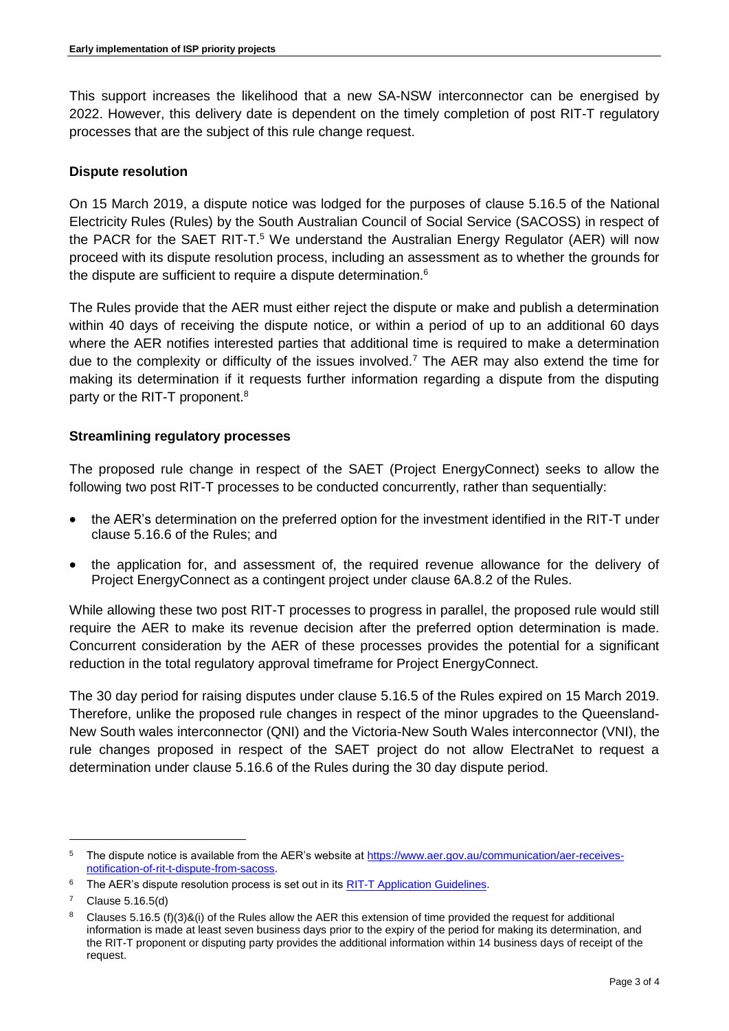This support increases the likelihood that a new SA-NSW interconnector can be energised by 2022. However, this delivery date is dependent on the timely completion of post RIT-T regulatory processes that are the subject of this rule change request.

**Dispute resolution**

On 15 March 2019, a dispute notice was lodged for the purposes of clause 5.16.5 of the National Electricity Rules (Rules) by the South Australian Council of Social Service (SACOSS) in respect of the PACR for the SAET RIT-T.[5] We understand the Australian Energy Regulator (AER) will now proceed with its dispute resolution process, including an assessment as to whether the grounds for the dispute are sufficient to require a dispute determination.[6]

The Rules provide that the AER must either reject the dispute or make and publish a determination within 40 days of receiving the dispute notice, or within a period of up to an additional 60 days where the AER notifies interested parties that additional time is required to make a determination due to the complexity or difficulty of the issues involved.[7] The AER may also extend the time for making its determination if it requests further information regarding a dispute from the disputing party or the RIT-T proponent.[8]

**Streamlining regulatory processes**

The proposed rule change in respect of the SAET (Project EnergyConnect) seeks to allow the following two post RIT-T processes to be conducted concurrently, rather than sequentially:

- the AER's determination on the preferred option for the investment identified in the RIT-T under clause 5.16.6 of the Rules; and
- the application for, and assessment of, the required revenue allowance for the delivery of Project EnergyConnect as a contingent project under clause 6A.8.2 of the Rules.

While allowing these two post RIT-T processes to progress in parallel, the proposed rule would still require the AER to make its revenue decision after the preferred option determination is made. Concurrent consideration by the AER of these processes provides the potential for a significant reduction in the total regulatory approval timeframe for Project EnergyConnect.

The 30 day period for raising disputes under clause 5.16.5 of the Rules expired on 15 March 2019. Therefore, unlike the proposed rule changes in respect of the minor upgrades to the Queensland-New South wales interconnector (QNI) and the Victoria-New South Wales interconnector (VNI), the rule changes proposed in respect of the SAET project do not allow ElectraNet to request a determination under clause 5.16.6 of the Rules during the 30 day dispute period.

---

[5] The dispute notice is available from the AER's website at https://www.aer.gov.au/communication/aer-receives-notification-of-rit-t-dispute-from-sacoss.

[6] The AER's dispute resolution process is set out in its RIT-T Application Guidelines.

[7] Clause 5.16.5(d)

[8] Clauses 5.16.5 (f)(3)&(i) of the Rules allow the AER this extension of time provided the request for additional information is made at least seven business days prior to the expiry of the period for making its determination, and the RIT-T proponent or disputing party provides the additional information within 14 business days of receipt of the request.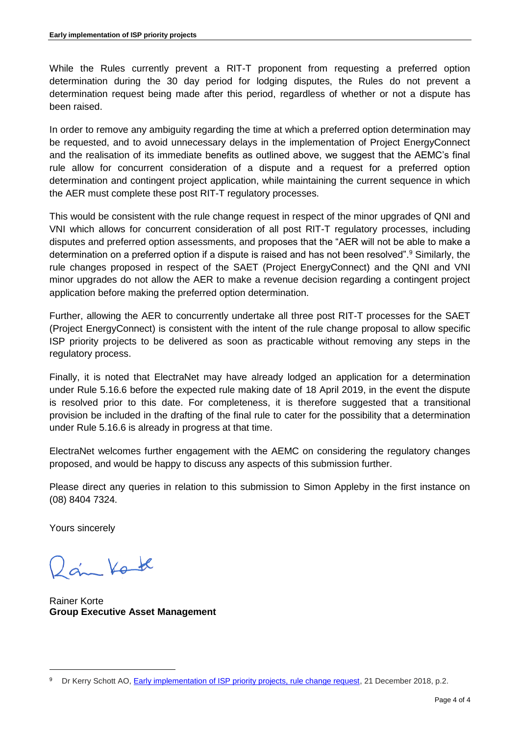While the Rules currently prevent a RIT-T proponent from requesting a preferred option determination during the 30 day period for lodging disputes, the Rules do not prevent a determination request being made after this period, regardless of whether or not a dispute has been raised.

In order to remove any ambiguity regarding the time at which a preferred option determination may be requested, and to avoid unnecessary delays in the implementation of Project EnergyConnect and the realisation of its immediate benefits as outlined above, we suggest that the AEMC's final rule allow for concurrent consideration of a dispute and a request for a preferred option determination and contingent project application, while maintaining the current sequence in which the AER must complete these post RIT-T regulatory processes.

This would be consistent with the rule change request in respect of the minor upgrades of QNI and VNI which allows for concurrent consideration of all post RIT-T regulatory processes, including disputes and preferred option assessments, and proposes that the "AER will not be able to make a determination on a preferred option if a dispute is raised and has not been resolved".[9] Similarly, the rule changes proposed in respect of the SAET (Project EnergyConnect) and the QNI and VNI minor upgrades do not allow the AER to make a revenue decision regarding a contingent project application before making the preferred option determination.

Further, allowing the AER to concurrently undertake all three post RIT-T processes for the SAET (Project EnergyConnect) is consistent with the intent of the rule change proposal to allow specific ISP priority projects to be delivered as soon as practicable without removing any steps in the regulatory process.

Finally, it is noted that ElectraNet may have already lodged an application for a determination under Rule 5.16.6 before the expected rule making date of 18 April 2019, in the event the dispute is resolved prior to this date. For completeness, it is therefore suggested that a transitional provision be included in the drafting of the final rule to cater for the possibility that a determination under Rule 5.16.6 is already in progress at that time.

ElectraNet welcomes further engagement with the AEMC on considering the regulatory changes proposed, and would be happy to discuss any aspects of this submission further.

Please direct any queries in relation to this submission to Simon Appleby in the first instance on (08) 8404 7324.

Yours sincerely

Rainer Korte
**Group Executive Asset Management**

---

[9] Dr Kerry Schott AO, Early implementation of ISP priority projects, rule change request, 21 December 2018, p.2.